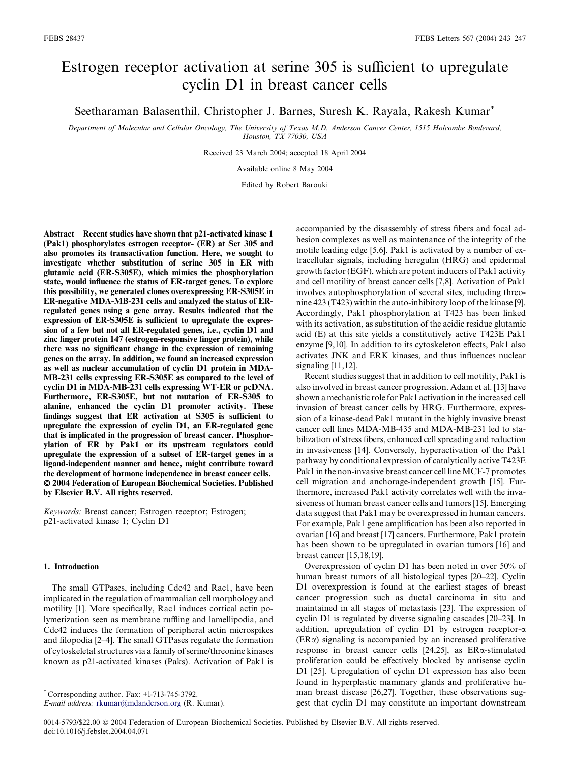# Estrogen receptor activation at serine 305 is sufficient to upregulate cyclin D1 in breast cancer cells

Seetharaman Balasenthil, Christopher J. Barnes, Suresh K. Rayala, Rakesh Kumar*

*Department of Molecular and Cellular Oncology, The University of Texas M.D. Anderson Cancer Center, 1515 Holcombe Boulevard, Houston, TX 77030, USA*

Received 23 March 2004; accepted 18 April 2004

Available online 8 May 2004

Edited by Robert Barouki

**Abstract** Recent studies have shown that p21-activated kinase 1 (Pak1) phosphorylates estrogen receptor- (ER) at Ser 305 and also promotes its transactivation function. Here, we sought to investigate whether substitution of serine 305 in ER with glutamic acid (ER-S305E), which mimics the phosphorylation state, would influence the status of ER-target genes. To explore this possibility, we generated clones overexpressing ER-S305E in ER-negative MDA-MB-231 cells and analyzed the status of ER-regulated genes using a gene array. Results indicated that the expression of ER-S305E is sufficient to upregulate the expression of a few but not all ER-regulated genes, i.e., cyclin D1 and zinc finger protein 147 (estrogen-responsive finger protein), while there was no significant change in the expression of remaining genes on the array. In addition, we found an increased expression as well as nuclear accumulation of cyclin D1 protein in MDA-MB-231 cells expressing ER-S305E as compared to the level of cyclin D1 in MDA-MB-231 cells expressing WT-ER or pcDNA. Furthermore, ER-S305E, but not mutation of ER-S305 to alanine, enhanced the cyclin D1 promoter activity. These findings suggest that ER activation at S305 is sufficient to upregulate the expression of cyclin D1, an ER-regulated gene that is implicated in the progression of breast cancer. Phosphorylation of ER by Pak1 or its upstream regulators could upregulate the expression of a subset of ER-target genes in a ligand-independent manner and hence, might contribute toward the development of hormone independence in breast cancer cells.
© 2004 Federation of European Biochemical Societies. Published by Elsevier B.V. All rights reserved.

*Keywords:* Breast cancer; Estrogen receptor; Estrogen; p21-activated kinase 1; Cyclin D1

## 1. Introduction

The small GTPases, including Cdc42 and Rac1, have been implicated in the regulation of mammalian cell morphology and motility [1]. More specifically, Rac1 induces cortical actin polymerization seen as membrane ruffling and lamellipodia, and Cdc42 induces the formation of peripheral actin microspikes and filopodia [2–4]. The small GTPases regulate the formation of cytoskeletal structures via a family of serine/threonine kinases known as p21-activated kinases (Paks). Activation of Pak1 is accompanied by the disassembly of stress fibers and focal adhesion complexes as well as maintenance of the integrity of the motile leading edge [5,6]. Pak1 is activated by a number of extracellular signals, including heregulin (HRG) and epidermal growth factor (EGF), which are potent inducers of Pak1 activity and cell motility of breast cancer cells [7,8]. Activation of Pak1 involves autophosphorylation of several sites, including threonine 423 (T423) within the auto-inhibitory loop of the kinase [9]. Accordingly, Pak1 phosphorylation at T423 has been linked with its activation, as substitution of the acidic residue glutamic acid (E) at this site yields a constitutively active T423E Pak1 enzyme [9,10]. In addition to its cytoskeleton effects, Pak1 also activates JNK and ERK kinases, and thus influences nuclear signaling [11,12].

Recent studies suggest that in addition to cell motility, Pak1 is also involved in breast cancer progression. Adam et al. [13] have shown a mechanistic role for Pak1 activation in the increased cell invasion of breast cancer cells by HRG. Furthermore, expression of a kinase-dead Pak1 mutant in the highly invasive breast cancer cell lines MDA-MB-435 and MDA-MB-231 led to stabilization of stress fibers, enhanced cell spreading and reduction in invasiveness [14]. Conversely, hyperactivation of the Pak1 pathway by conditional expression of catalytically active T423E Pak1 in the non-invasive breast cancer cell line MCF-7 promotes cell migration and anchorage-independent growth [15]. Furthermore, increased Pak1 activity correlates well with the invasiveness of human breast cancer cells and tumors [15]. Emerging data suggest that Pak1 may be overexpressed in human cancers. For example, Pak1 gene amplification has been also reported in ovarian [16] and breast [17] cancers. Furthermore, Pak1 protein has been shown to be upregulated in ovarian tumors [16] and breast cancer [15,18,19].

Overexpression of cyclin D1 has been noted in over 50% of human breast tumors of all histological types [20–22]. Cyclin D1 overexpression is found at the earliest stages of breast cancer progression such as ductal carcinoma in situ and maintained in all stages of metastasis [23]. The expression of cyclin D1 is regulated by diverse signaling cascades [20–23]. In addition, upregulation of cyclin D1 by estrogen receptor-$\alpha$ ($ER\alpha$) signaling is accompanied by an increased proliferative response in breast cancer cells [24,25], as $ER\alpha$-stimulated proliferation could be effectively blocked by antisense cyclin D1 [25]. Upregulation of cyclin D1 expression has also been found in hyperplastic mammary glands and proliferative human breast disease [26,27]. Together, these observations suggest that cyclin D1 may constitute an important downstream

\* Corresponding author. Fax: +1-713-745-3792.
*E-mail address:* rkumar@mdanderson.org (R. Kumar).

0014-5793/$22.00 © 2004 Federation of European Biochemical Societies. Published by Elsevier B.V. All rights reserved.
doi:10.1016/j.febslet.2004.04.071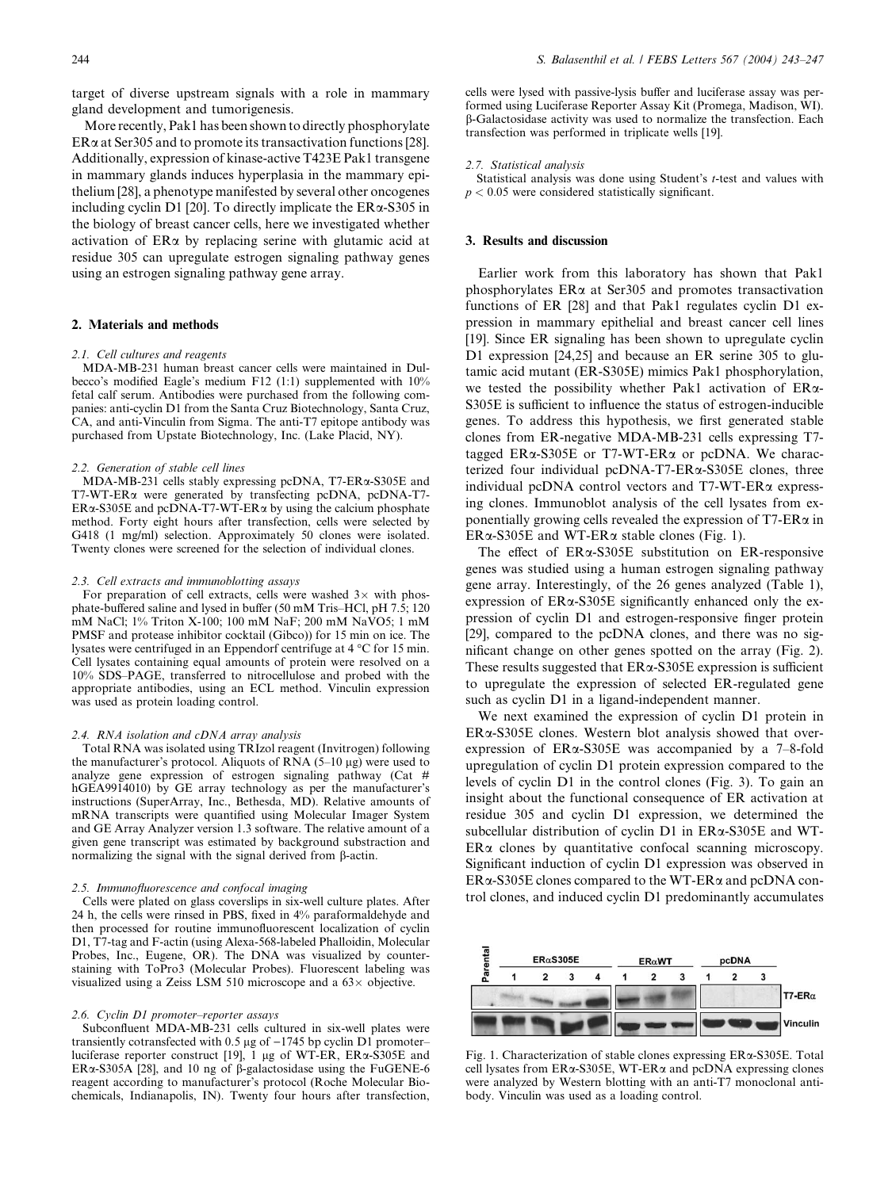target of diverse upstream signals with a role in mammary gland development and tumorigenesis.

More recently, Pak1 has been shown to directly phosphorylate ERα at Ser305 and to promote its transactivation functions [28]. Additionally, expression of kinase-active T423E Pak1 transgene in mammary glands induces hyperplasia in the mammary epithelium [28], a phenotype manifested by several other oncogenes including cyclin D1 [20]. To directly implicate the ERα-S305 in the biology of breast cancer cells, here we investigated whether activation of ERα by replacing serine with glutamic acid at residue 305 can upregulate estrogen signaling pathway genes using an estrogen signaling pathway gene array.

## 2. Materials and methods

### 2.1. Cell cultures and reagents

MDA-MB-231 human breast cancer cells were maintained in Dulbecco's modified Eagle's medium F12 (1:1) supplemented with 10% fetal calf serum. Antibodies were purchased from the following companies: anti-cyclin D1 from the Santa Cruz Biotechnology, Santa Cruz, CA, and anti-Vinculin from Sigma. The anti-T7 epitope antibody was purchased from Upstate Biotechnology, Inc. (Lake Placid, NY).

### 2.2. Generation of stable cell lines

MDA-MB-231 cells stably expressing pcDNA, T7-ERα-S305E and T7-WT-ERα were generated by transfecting pcDNA, pcDNA-T7-ERα-S305E and pcDNA-T7-WT-ERα by using the calcium phosphate method. Forty eight hours after transfection, cells were selected by G418 (1 mg/ml) selection. Approximately 50 clones were isolated. Twenty clones were screened for the selection of individual clones.

### 2.3. Cell extracts and immunoblotting assays

For preparation of cell extracts, cells were washed 3× with phosphate-buffered saline and lysed in buffer (50 mM Tris–HCl, pH 7.5; 120 mM NaCl; 1% Triton X-100; 100 mM NaF; 200 mM NaVO5; 1 mM PMSF and protease inhibitor cocktail (Gibco)) for 15 min on ice. The lysates were centrifuged in an Eppendorf centrifuge at 4 °C for 15 min. Cell lysates containing equal amounts of protein were resolved on a 10% SDS–PAGE, transferred to nitrocellulose and probed with the appropriate antibodies, using an ECL method. Vinculin expression was used as protein loading control.

### 2.4. RNA isolation and cDNA array analysis

Total RNA was isolated using TRIzol reagent (Invitrogen) following the manufacturer's protocol. Aliquots of RNA (5–10 μg) were used to analyze gene expression of estrogen signaling pathway (Cat # hGEA9914010) by GE array technology as per the manufacturer's instructions (SuperArray, Inc., Bethesda, MD). Relative amounts of mRNA transcripts were quantified using Molecular Imager System and GE Array Analyzer version 1.3 software. The relative amount of a given gene transcript was estimated by background substraction and normalizing the signal with the signal derived from β-actin.

### 2.5. Immunofluorescence and confocal imaging

Cells were plated on glass coverslips in six-well culture plates. After 24 h, the cells were rinsed in PBS, fixed in 4% paraformaldehyde and then processed for routine immunofluorescent localization of cyclin D1, T7-tag and F-actin (using Alexa-568-labeled Phalloidin, Molecular Probes, Inc., Eugene, OR). The DNA was visualized by counterstaining with ToPro3 (Molecular Probes). Fluorescent labeling was visualized using a Zeiss LSM 510 microscope and a 63× objective.

### 2.6. Cyclin D1 promoter–reporter assays

Subconfluent MDA-MB-231 cells cultured in six-well plates were transiently cotransfected with 0.5 μg of −1745 bp cyclin D1 promoter–luciferase reporter construct [19], 1 μg of WT-ER, ERα-S305E and ERα-S305A [28], and 10 ng of β-galactosidase using the FuGENE-6 reagent according to manufacturer's protocol (Roche Molecular Biochemicals, Indianapolis, IN). Twenty four hours after transfection, cells were lysed with passive-lysis buffer and luciferase assay was performed using Luciferase Reporter Assay Kit (Promega, Madison, WI). β-Galactosidase activity was used to normalize the transfection. Each transfection was performed in triplicate wells [19].

### 2.7. Statistical analysis

Statistical analysis was done using Student's *t*-test and values with $p < 0.05$ were considered statistically significant.

## 3. Results and discussion

Earlier work from this laboratory has shown that Pak1 phosphorylates ERα at Ser305 and promotes transactivation functions of ER [28] and that Pak1 regulates cyclin D1 expression in mammary epithelial and breast cancer cell lines [19]. Since ER signaling has been shown to upregulate cyclin D1 expression [24,25] and because an ER serine 305 to glutamic acid mutant (ER-S305E) mimics Pak1 phosphorylation, we tested the possibility whether Pak1 activation of ERα-S305E is sufficient to influence the status of estrogen-inducible genes. To address this hypothesis, we first generated stable clones from ER-negative MDA-MB-231 cells expressing T7-tagged ERα-S305E or T7-WT-ERα or pcDNA. We characterized four individual pcDNA-T7-ERα-S305E clones, three individual pcDNA control vectors and T7-WT-ERα expressing clones. Immunoblot analysis of the cell lysates from exponentially growing cells revealed the expression of T7-ERα in ERα-S305E and WT-ERα stable clones (Fig. 1).

The effect of ERα-S305E substitution on ER-responsive genes was studied using a human estrogen signaling pathway gene array. Interestingly, of the 26 genes analyzed (Table 1), expression of ERα-S305E significantly enhanced only the expression of cyclin D1 and estrogen-responsive finger protein [29], compared to the pcDNA clones, and there was no significant change on other genes spotted on the array (Fig. 2). These results suggested that ERα-S305E expression is sufficient to upregulate the expression of selected ER-regulated gene such as cyclin D1 in a ligand-independent manner.

We next examined the expression of cyclin D1 protein in ERα-S305E clones. Western blot analysis showed that overexpression of ERα-S305E was accompanied by a 7–8-fold upregulation of cyclin D1 protein expression compared to the levels of cyclin D1 in the control clones (Fig. 3). To gain an insight about the functional consequence of ER activation at residue 305 and cyclin D1 expression, we determined the subcellular distribution of cyclin D1 in ERα-S305E and WT-ERα clones by quantitative confocal scanning microscopy. Significant induction of cyclin D1 expression was observed in ERα-S305E clones compared to the WT-ERα and pcDNA control clones, and induced cyclin D1 predominantly accumulates

Fig. 1. Characterization of stable clones expressing ERα-S305E. Total cell lysates from ERα-S305E, WT-ERα and pcDNA expressing clones were analyzed by Western blotting with an anti-T7 monoclonal antibody. Vinculin was used as a loading control.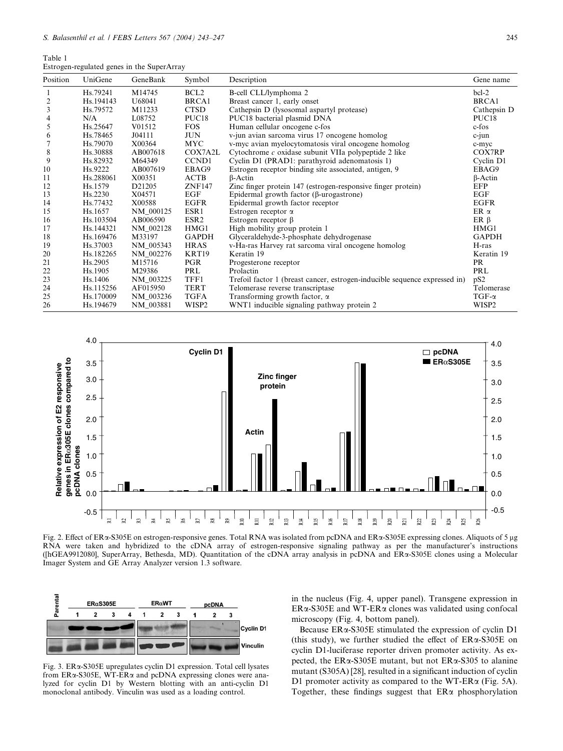Table 1
Estrogen-regulated genes in the SuperArray

| Position | UniGene | GeneBank | Symbol | Description | Gene name |
|---|---|---|---|---|---|
| 1 | Hs.79241 | M14745 | BCL2 | B-cell CLL/lymphoma 2 | bcl-2 |
| 2 | Hs.194143 | U68041 | BRCA1 | Breast cancer 1, early onset | BRCA1 |
| 3 | Hs.79572 | M11233 | CTSD | Cathepsin D (lysosomal aspartyl protease) | Cathepsin D |
| 4 | N/A | L08752 | PUC18 | PUC18 bacterial plasmid DNA | PUC18 |
| 5 | Hs.25647 | V01512 | FOS | Human cellular oncogene c-fos | c-fos |
| 6 | Hs.78465 | J04111 | JUN | v-jun avian sarcoma virus 17 oncogene homolog | c-jun |
| 7 | Hs.79070 | X00364 | MYC | v-myc avian myelocytomatosis viral oncogene homolog | c-myc |
| 8 | Hs.30888 | AB007618 | COX7A2L | Cytochrome *c* oxidase subunit VIIa polypeptide 2 like | COX7RP |
| 9 | Hs.82932 | M64349 | CCND1 | Cyclin D1 (PRAD1: parathyroid adenomatosis 1) | Cyclin D1 |
| 10 | Hs.9222 | AB007619 | EBAG9 | Estrogen receptor binding site associated, antigen, 9 | EBAG9 |
| 11 | Hs.288061 | X00351 | ACTB | β-Actin | β-Actin |
| 12 | Hs.1579 | D21205 | ZNF147 | Zinc finger protein 147 (estrogen-responsive finger protein) | EFP |
| 13 | Hs.2230 | X04571 | EGF | Epidermal growth factor (β-urogastrone) | EGF |
| 14 | Hs.77432 | X00588 | EGFR | Epidermal growth factor receptor | EGFR |
| 15 | Hs.1657 | NM_000125 | ESR1 | Estrogen receptor α | ER α |
| 16 | Hs.103504 | AB006590 | ESR2 | Estrogen receptor β | ER β |
| 17 | Hs.144321 | NM_002128 | HMG1 | High mobility group protein 1 | HMG1 |
| 18 | Hs.169476 | M33197 | GAPDH | Glyceraldehyde-3-phosphate dehydrogenase | GAPDH |
| 19 | Hs.37003 | NM_005343 | HRAS | v-Ha-ras Harvey rat sarcoma viral oncogene homolog | H-ras |
| 20 | Hs.182265 | NM_002276 | KRT19 | Keratin 19 | Keratin 19 |
| 21 | Hs.2905 | M15716 | PGR | Progesterone receptor | PR |
| 22 | Hs.1905 | M29386 | PRL | Prolactin | PRL |
| 23 | Hs.1406 | NM_003225 | TFF1 | Trefoil factor 1 (breast cancer, estrogen-inducible sequence expressed in) | pS2 |
| 24 | Hs.115256 | AF015950 | TERT | Telomerase reverse transcriptase | Telomerase |
| 25 | Hs.170009 | NM_003236 | TGFA | Transforming growth factor, α | TGF-α |
| 26 | Hs.194679 | NM_003881 | WISP2 | WNT1 inducible signaling pathway protein 2 | WISP2 |

Fig. 2. Effect of ERα-S305E on estrogen-responsive genes. Total RNA was isolated from pcDNA and ERα-S305E expressing clones. Aliquots of 5 μg RNA were taken and hybridized to the cDNA array of estrogen-responsive signaling pathway as per the manufacturer's instructions ([hGEA9912080], SuperArray, Bethesda, MD). Quantitation of the cDNA array analysis in pcDNA and ERα-S305E clones using a Molecular Imager System and GE Array Analyzer version 1.3 software.

Fig. 3. ERα-S305E upregulates cyclin D1 expression. Total cell lysates from ERα-S305E, WT-ERα and pcDNA expressing clones were analyzed for cyclin D1 by Western blotting with an anti-cyclin D1 monoclonal antibody. Vinculin was used as a loading control.

in the nucleus (Fig. 4, upper panel). Transgene expression in ERα-S305E and WT-ERα clones was validated using confocal microscopy (Fig. 4, bottom panel).

Because ERα-S305E stimulated the expression of cyclin D1 (this study), we further studied the effect of ERα-S305E on cyclin D1-luciferase reporter driven promoter activity. As expected, the ERα-S305E mutant, but not ERα-S305 to alanine mutant (S305A) [28], resulted in a significant induction of cyclin D1 promoter activity as compared to the WT-ERα (Fig. 5A). Together, these findings suggest that ERα phosphorylation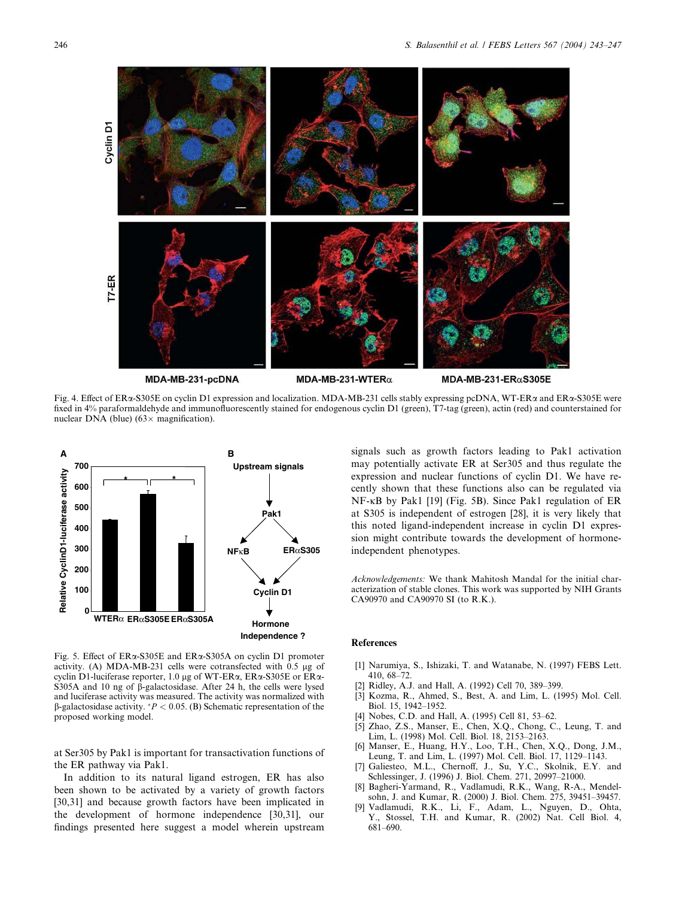Fig. 4. Effect of ERα-S305E on cyclin D1 expression and localization. MDA-MB-231 cells stably expressing pcDNA, WT-ERα and ERα-S305E were fixed in 4% paraformaldehyde and immunofluorescently stained for endogenous cyclin D1 (green), T7-tag (green), actin (red) and counterstained for nuclear DNA (blue) (63× magnification).

Fig. 5. Effect of ERα-S305E and ERα-S305A on cyclin D1 promoter activity. (A) MDA-MB-231 cells were cotransfected with 0.5 μg of cyclin D1-luciferase reporter, 1.0 μg of WT-ERα, ERα-S305E or ERα-S305A and 10 ng of β-galactosidase. After 24 h, the cells were lysed and luciferase activity was measured. The activity was normalized with β-galactosidase activity. $^{*}P < 0.05$. (B) Schematic representation of the proposed working model.

at Ser305 by Pak1 is important for transactivation functions of the ER pathway via Pak1.

In addition to its natural ligand estrogen, ER has also been shown to be activated by a variety of growth factors [30,31] and because growth factors have been implicated in the development of hormone independence [30,31], our findings presented here suggest a model wherein upstream signals such as growth factors leading to Pak1 activation may potentially activate ER at Ser305 and thus regulate the expression and nuclear functions of cyclin D1. We have recently shown that these functions also can be regulated via NF-κB by Pak1 [19] (Fig. 5B). Since Pak1 regulation of ER at S305 is independent of estrogen [28], it is very likely that this noted ligand-independent increase in cyclin D1 expression might contribute towards the development of hormone-independent phenotypes.

*Acknowledgements:* We thank Mahitosh Mandal for the initial characterization of stable clones. This work was supported by NIH Grants CA90970 and CA90970 SI (to R.K.).

## References

[1] Narumiya, S., Ishizaki, T. and Watanabe, N. (1997) FEBS Lett. 410, 68–72.

[2] Ridley, A.J. and Hall, A. (1992) Cell 70, 389–399.

[3] Kozma, R., Ahmed, S., Best, A. and Lim, L. (1995) Mol. Cell. Biol. 15, 1942–1952.

[4] Nobes, C.D. and Hall, A. (1995) Cell 81, 53–62.

[5] Zhao, Z.S., Manser, E., Chen, X.Q., Chong, C., Leung, T. and Lim, L. (1998) Mol. Cell. Biol. 18, 2153–2163.

[6] Manser, E., Huang, H.Y., Loo, T.H., Chen, X.Q., Dong, J.M., Leung, T. and Lim, L. (1997) Mol. Cell. Biol. 17, 1129–1143.

[7] Galiesteo, M.L., Chernoff, J., Su, Y.C., Skolnik, E.Y. and Schlessinger, J. (1996) J. Biol. Chem. 271, 20997–21000.

[8] Bagheri-Yarmand, R., Vadlamudi, R.K., Wang, R-A., Mendelsohn, J. and Kumar, R. (2000) J. Biol. Chem. 275, 39451–39457.

[9] Vadlamudi, R.K., Li, F., Adam, L., Nguyen, D., Ohta, Y., Stossel, T.H. and Kumar, R. (2002) Nat. Cell Biol. 4, 681–690.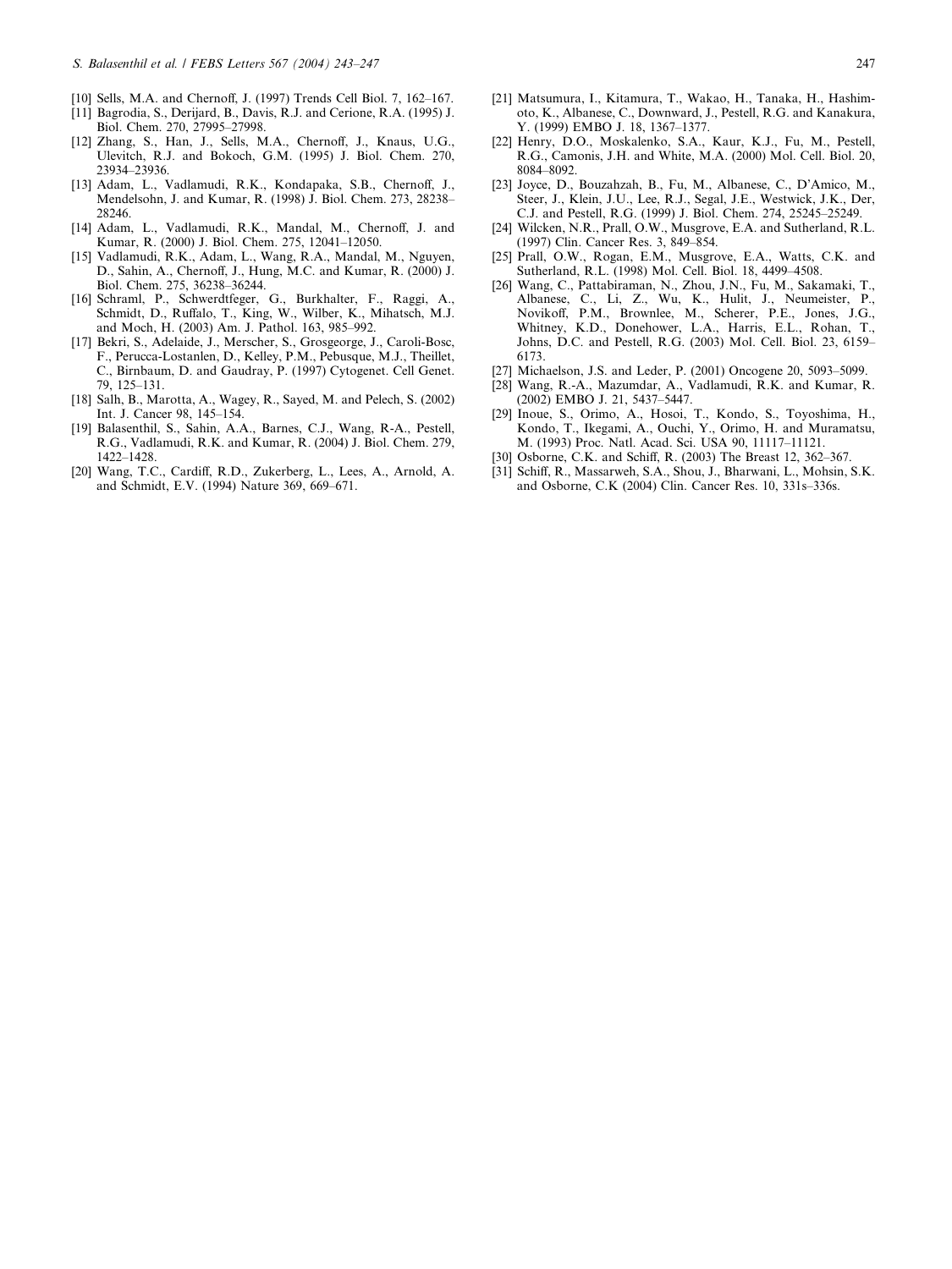[10] Sells, M.A. and Chernoff, J. (1997) Trends Cell Biol. 7, 162–167.

[11] Bagrodia, S., Derijard, B., Davis, R.J. and Cerione, R.A. (1995) J. Biol. Chem. 270, 27995–27998.

[12] Zhang, S., Han, J., Sells, M.A., Chernoff, J., Knaus, U.G., Ulevitch, R.J. and Bokoch, G.M. (1995) J. Biol. Chem. 270, 23934–23936.

[13] Adam, L., Vadlamudi, R.K., Kondapaka, S.B., Chernoff, J., Mendelsohn, J. and Kumar, R. (1998) J. Biol. Chem. 273, 28238–28246.

[14] Adam, L., Vadlamudi, R.K., Mandal, M., Chernoff, J. and Kumar, R. (2000) J. Biol. Chem. 275, 12041–12050.

[15] Vadlamudi, R.K., Adam, L., Wang, R.A., Mandal, M., Nguyen, D., Sahin, A., Chernoff, J., Hung, M.C. and Kumar, R. (2000) J. Biol. Chem. 275, 36238–36244.

[16] Schraml, P., Schwerdtfeger, G., Burkhalter, F., Raggi, A., Schmidt, D., Ruffalo, T., King, W., Wilber, K., Mihatsch, M.J. and Moch, H. (2003) Am. J. Pathol. 163, 985–992.

[17] Bekri, S., Adelaide, J., Merscher, S., Grosgeorge, J., Caroli-Bosc, F., Perucca-Lostanlen, D., Kelley, P.M., Pebusque, M.J., Theillet, C., Birnbaum, D. and Gaudray, P. (1997) Cytogenet. Cell Genet. 79, 125–131.

[18] Salh, B., Marotta, A., Wagey, R., Sayed, M. and Pelech, S. (2002) Int. J. Cancer 98, 145–154.

[19] Balasenthil, S., Sahin, A.A., Barnes, C.J., Wang, R-A., Pestell, R.G., Vadlamudi, R.K. and Kumar, R. (2004) J. Biol. Chem. 279, 1422–1428.

[20] Wang, T.C., Cardiff, R.D., Zukerberg, L., Lees, A., Arnold, A. and Schmidt, E.V. (1994) Nature 369, 669–671.

[21] Matsumura, I., Kitamura, T., Wakao, H., Tanaka, H., Hashimoto, K., Albanese, C., Downward, J., Pestell, R.G. and Kanakura, Y. (1999) EMBO J. 18, 1367–1377.

[22] Henry, D.O., Moskalenko, S.A., Kaur, K.J., Fu, M., Pestell, R.G., Camonis, J.H. and White, M.A. (2000) Mol. Cell. Biol. 20, 8084–8092.

[23] Joyce, D., Bouzahzah, B., Fu, M., Albanese, C., D'Amico, M., Steer, J., Klein, J.U., Lee, R.J., Segal, J.E., Westwick, J.K., Der, C.J. and Pestell, R.G. (1999) J. Biol. Chem. 274, 25245–25249.

[24] Wilcken, N.R., Prall, O.W., Musgrove, E.A. and Sutherland, R.L. (1997) Clin. Cancer Res. 3, 849–854.

[25] Prall, O.W., Rogan, E.M., Musgrove, E.A., Watts, C.K. and Sutherland, R.L. (1998) Mol. Cell. Biol. 18, 4499–4508.

[26] Wang, C., Pattabiraman, N., Zhou, J.N., Fu, M., Sakamaki, T., Albanese, C., Li, Z., Wu, K., Hulit, J., Neumeister, P., Novikoff, P.M., Brownlee, M., Scherer, P.E., Jones, J.G., Whitney, K.D., Donehower, L.A., Harris, E.L., Rohan, T., Johns, D.C. and Pestell, R.G. (2003) Mol. Cell. Biol. 23, 6159–6173.

[27] Michaelson, J.S. and Leder, P. (2001) Oncogene 20, 5093–5099.

[28] Wang, R.-A., Mazumdar, A., Vadlamudi, R.K. and Kumar, R. (2002) EMBO J. 21, 5437–5447.

[29] Inoue, S., Orimo, A., Hosoi, T., Kondo, S., Toyoshima, H., Kondo, T., Ikegami, A., Ouchi, Y., Orimo, H. and Muramatsu, M. (1993) Proc. Natl. Acad. Sci. USA 90, 11117–11121.

[30] Osborne, C.K. and Schiff, R. (2003) The Breast 12, 362–367.

[31] Schiff, R., Massarweh, S.A., Shou, J., Bharwani, L., Mohsin, S.K. and Osborne, C.K (2004) Clin. Cancer Res. 10, 331s–336s.